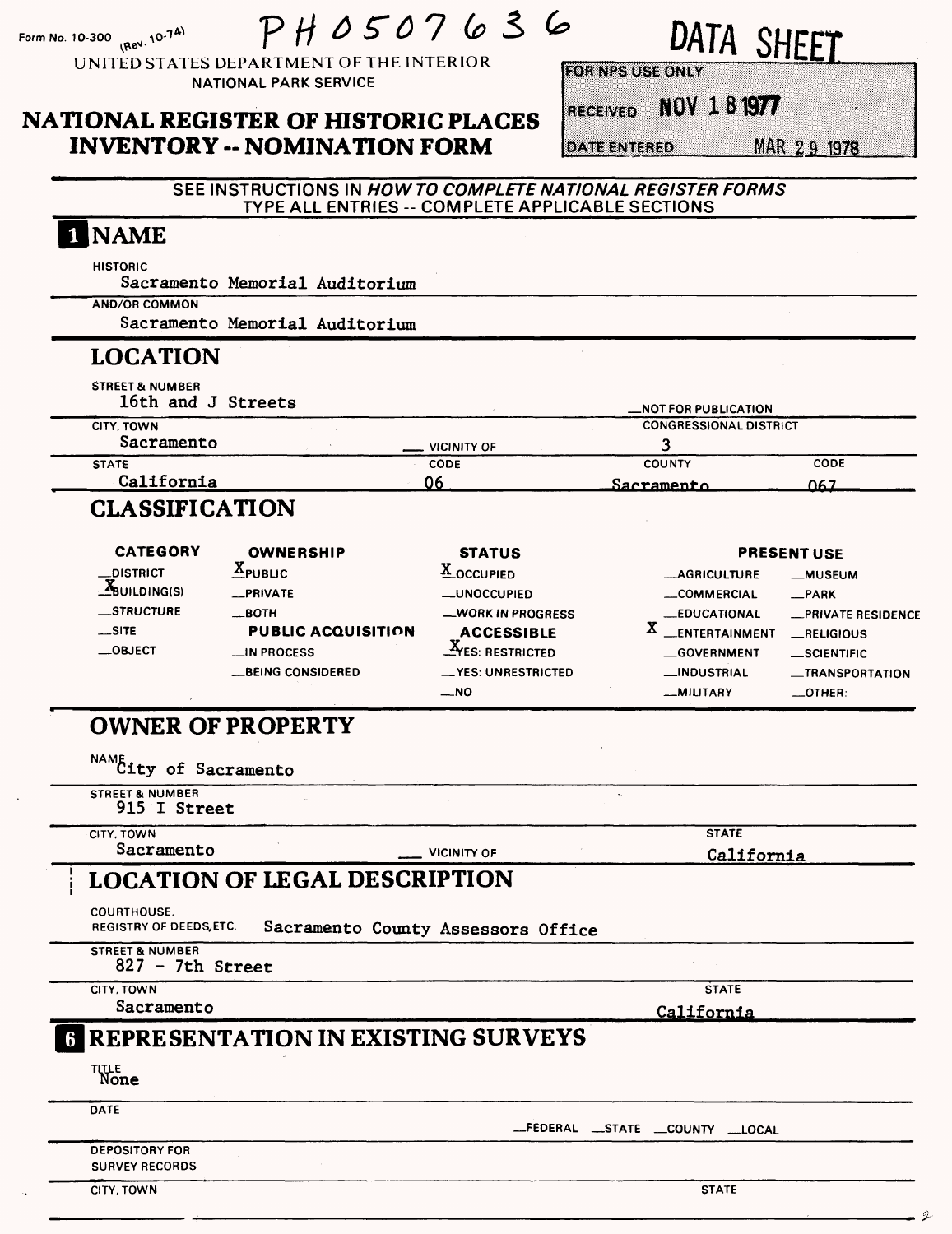Form No. 10-300 (Rev. 10-74)

PH0507636

UNITED STATES DEPARTMENT OF THE INTERIOR
NATIONAL PARK SERVICE

# NATIONAL REGISTER OF HISTORIC PLACES INVENTORY -- NOMINATION FORM

**DATA SHEET**

| FOR NPS USE ONLY | |
|---|---|
| RECEIVED | NOV 18 1977 |
| DATE ENTERED | MAR 29 1978 |

SEE INSTRUCTIONS IN *HOW TO COMPLETE NATIONAL REGISTER FORMS*
TYPE ALL ENTRIES -- COMPLETE APPLICABLE SECTIONS

## 1 NAME

HISTORIC
Sacramento Memorial Auditorium

AND/OR COMMON
Sacramento Memorial Auditorium

## LOCATION

STREET & NUMBER
16th and J Streets

__NOT FOR PUBLICATION

| CITY, TOWN | | CONGRESSIONAL DISTRICT | |
|---|---|---|---|
| Sacramento | __ VICINITY OF | 3 | |
| **STATE** | **CODE** | **COUNTY** | **CODE** |
| California | 06 | Sacramento | 067 |

## CLASSIFICATION

| CATEGORY | OWNERSHIP | STATUS | PRESENT USE | |
|---|---|---|---|---|
| __DISTRICT | X PUBLIC | X OCCUPIED | __AGRICULTURE | __MUSEUM |
| X BUILDING(S) | __PRIVATE | __UNOCCUPIED | __COMMERCIAL | __PARK |
| __STRUCTURE | __BOTH | __WORK IN PROGRESS | __EDUCATIONAL | __PRIVATE RESIDENCE |
| __SITE | **PUBLIC ACQUISITION** | **ACCESSIBLE** | X ENTERTAINMENT | __RELIGIOUS |
| __OBJECT | __IN PROCESS | X YES: RESTRICTED | __GOVERNMENT | __SCIENTIFIC |
| | __BEING CONSIDERED | __YES: UNRESTRICTED | __INDUSTRIAL | __TRANSPORTATION |
| | | __NO | __MILITARY | __OTHER: |

## OWNER OF PROPERTY

NAME
City of Sacramento

STREET & NUMBER
915 I Street

| CITY, TOWN | | STATE |
|---|---|---|
| Sacramento | __ VICINITY OF | California |

## LOCATION OF LEGAL DESCRIPTION

COURTHOUSE, REGISTRY OF DEEDS, ETC. Sacramento County Assessors Office

STREET & NUMBER
827 - 7th Street

| CITY, TOWN | STATE |
|---|---|
| Sacramento | California |

## 6 REPRESENTATION IN EXISTING SURVEYS

TITLE
None

DATE

__FEDERAL __STATE __COUNTY __LOCAL

DEPOSITORY FOR SURVEY RECORDS

CITY, TOWN

STATE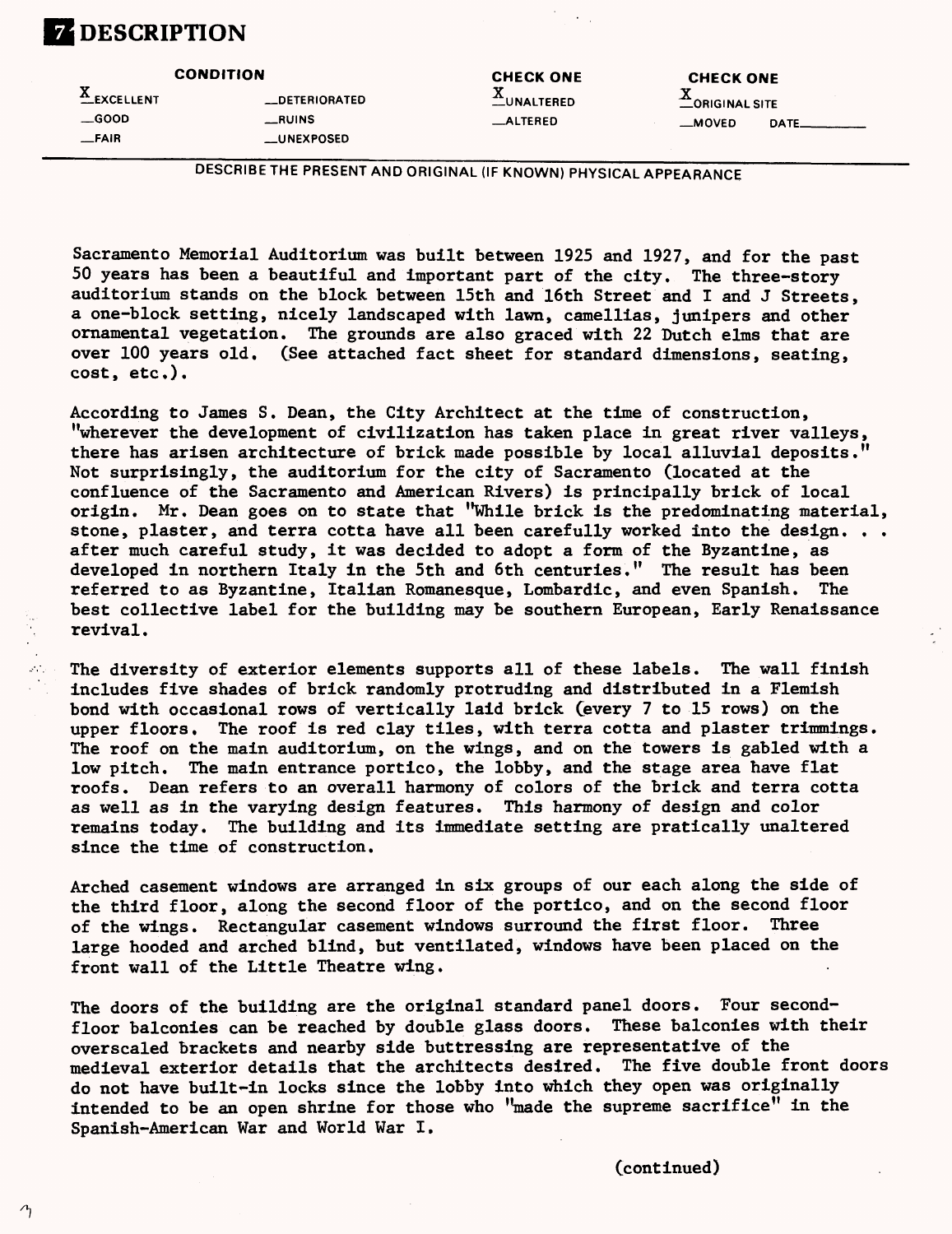# 7 DESCRIPTION

| CONDITION | | CHECK ONE | CHECK ONE |
|---|---|---|---|
| X EXCELLENT | __DETERIORATED | X UNALTERED | X ORIGINAL SITE |
| __GOOD | __RUINS | __ALTERED | __MOVED DATE______ |
| __FAIR | __UNEXPOSED | | |

DESCRIBE THE PRESENT AND ORIGINAL (IF KNOWN) PHYSICAL APPEARANCE

Sacramento Memorial Auditorium was built between 1925 and 1927, and for the past 50 years has been a beautiful and important part of the city. The three-story auditorium stands on the block between 15th and 16th Street and I and J Streets, a one-block setting, nicely landscaped with lawn, camellias, junipers and other ornamental vegetation. The grounds are also graced with 22 Dutch elms that are over 100 years old. (See attached fact sheet for standard dimensions, seating, cost, etc.).

According to James S. Dean, the City Architect at the time of construction, "wherever the development of civilization has taken place in great river valleys, there has arisen architecture of brick made possible by local alluvial deposits." Not surprisingly, the auditorium for the city of Sacramento (located at the confluence of the Sacramento and American Rivers) is principally brick of local origin. Mr. Dean goes on to state that "While brick is the predominating material, stone, plaster, and terra cotta have all been carefully worked into the design. . . after much careful study, it was decided to adopt a form of the Byzantine, as developed in northern Italy in the 5th and 6th centuries." The result has been referred to as Byzantine, Italian Romanesque, Lombardic, and even Spanish. The best collective label for the building may be southern European, Early Renaissance revival.

The diversity of exterior elements supports all of these labels. The wall finish includes five shades of brick randomly protruding and distributed in a Flemish bond with occasional rows of vertically laid brick (every 7 to 15 rows) on the upper floors. The roof is red clay tiles, with terra cotta and plaster trimmings. The roof on the main auditorium, on the wings, and on the towers is gabled with a low pitch. The main entrance portico, the lobby, and the stage area have flat roofs. Dean refers to an overall harmony of colors of the brick and terra cotta as well as in the varying design features. This harmony of design and color remains today. The building and its immediate setting are pratically unaltered since the time of construction.

Arched casement windows are arranged in six groups of our each along the side of the third floor, along the second floor of the portico, and on the second floor of the wings. Rectangular casement windows surround the first floor. Three large hooded and arched blind, but ventilated, windows have been placed on the front wall of the Little Theatre wing.

The doors of the building are the original standard panel doors. Four second-floor balconies can be reached by double glass doors. These balconies with their overscaled brackets and nearby side buttressing are representative of the medieval exterior details that the architects desired. The five double front doors do not have built-in locks since the lobby into which they open was originally intended to be an open shrine for those who "made the supreme sacrifice" in the Spanish-American War and World War I.

(continued)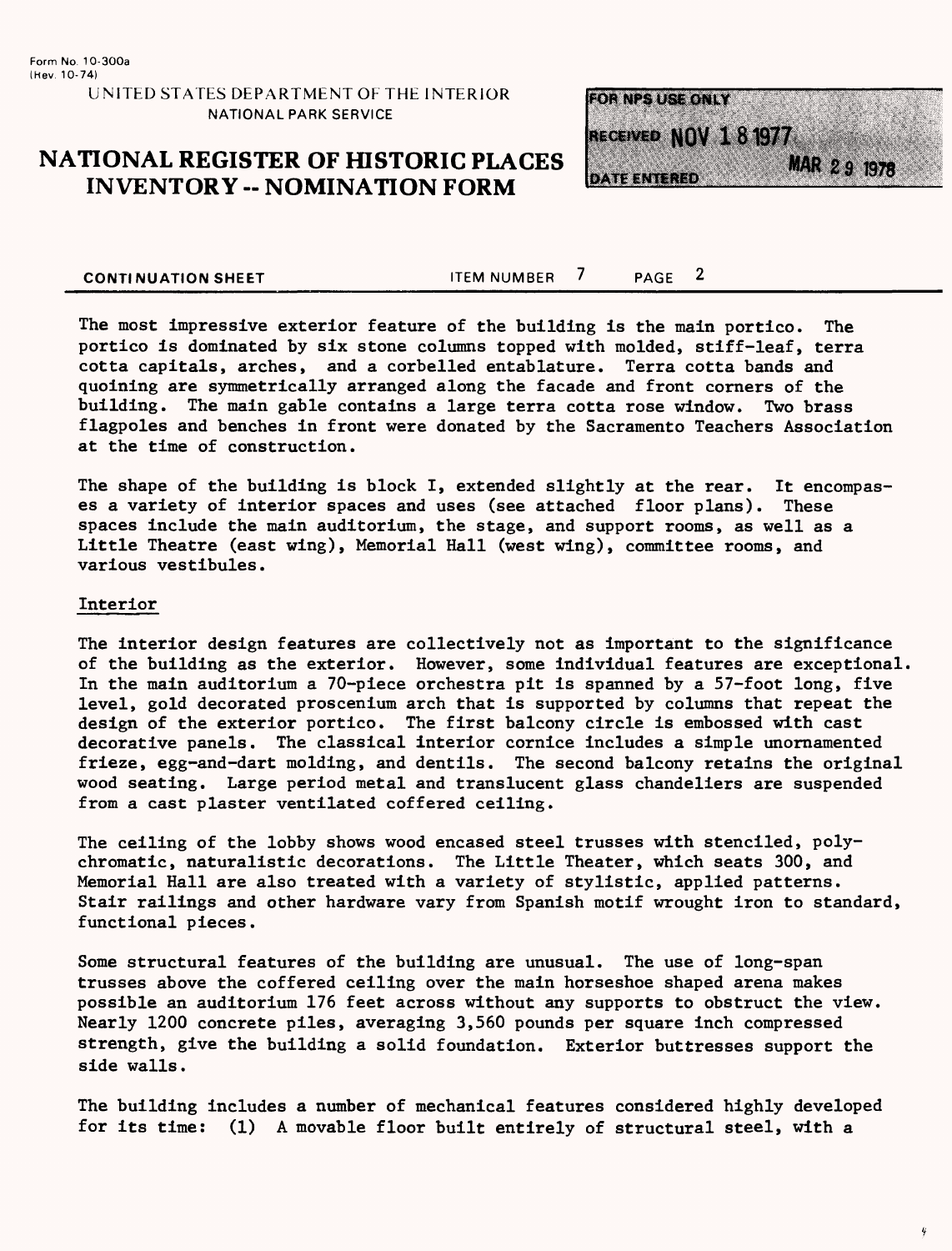The most impressive exterior feature of the building is the main portico. The portico is dominated by six stone columns topped with molded, stiff-leaf, terra cotta capitals, arches, and a corbelled entablature. Terra cotta bands and quoining are symmetrically arranged along the facade and front corners of the building. The main gable contains a large terra cotta rose window. Two brass flagpoles and benches in front were donated by the Sacramento Teachers Association at the time of construction.

The shape of the building is block I, extended slightly at the rear. It encompases a variety of interior spaces and uses (see attached floor plans). These spaces include the main auditorium, the stage, and support rooms, as well as a Little Theatre (east wing), Memorial Hall (west wing), committee rooms, and various vestibules.

## Interior

The interior design features are collectively not as important to the significance of the building as the exterior. However, some individual features are exceptional. In the main auditorium a 70-piece orchestra pit is spanned by a 57-foot long, five level, gold decorated proscenium arch that is supported by columns that repeat the design of the exterior portico. The first balcony circle is embossed with cast decorative panels. The classical interior cornice includes a simple unornamented frieze, egg-and-dart molding, and dentils. The second balcony retains the original wood seating. Large period metal and translucent glass chandeliers are suspended from a cast plaster ventilated coffered ceiling.

The ceiling of the lobby shows wood encased steel trusses with stenciled, polychromatic, naturalistic decorations. The Little Theater, which seats 300, and Memorial Hall are also treated with a variety of stylistic, applied patterns. Stair railings and other hardware vary from Spanish motif wrought iron to standard, functional pieces.

Some structural features of the building are unusual. The use of long-span trusses above the coffered ceiling over the main horseshoe shaped arena makes possible an auditorium 176 feet across without any supports to obstruct the view. Nearly 1200 concrete piles, averaging 3,560 pounds per square inch compressed strength, give the building a solid foundation. Exterior buttresses support the side walls.

The building includes a number of mechanical features considered highly developed for its time: (1) A movable floor built entirely of structural steel, with a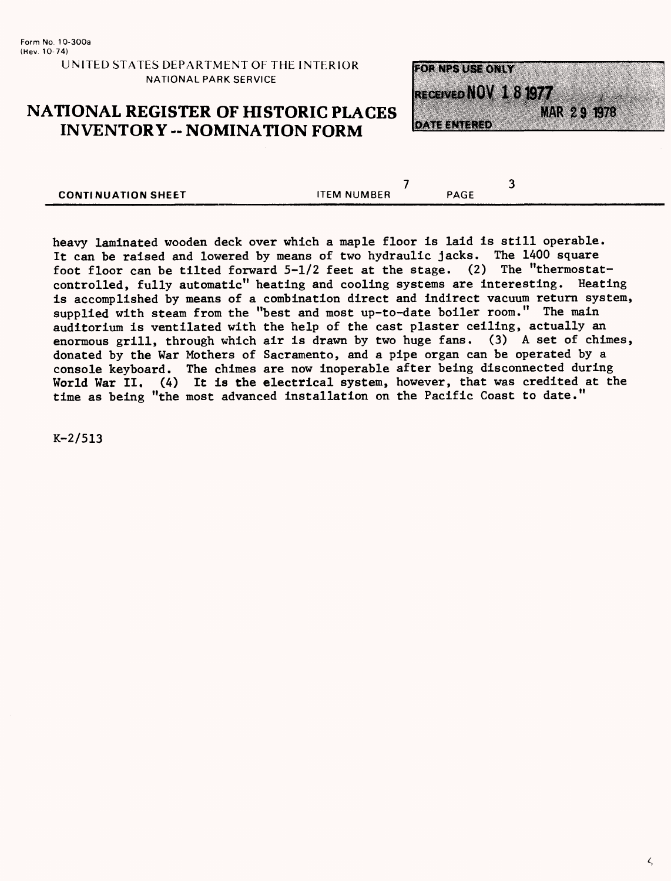Form No. 10-300a
(Rev. 10-74)

UNITED STATES DEPARTMENT OF THE INTERIOR
NATIONAL PARK SERVICE

# NATIONAL REGISTER OF HISTORIC PLACES INVENTORY -- NOMINATION FORM

FOR NPS USE ONLY

RECEIVED NOV 18 1977

DATE ENTERED MAR 29 1978

CONTINUATION SHEET ITEM NUMBER 7 PAGE 3

heavy laminated wooden deck over which a maple floor is laid is still operable. It can be raised and lowered by means of two hydraulic jacks. The 1400 square foot floor can be tilted forward 5-1/2 feet at the stage. (2) The "thermostat-controlled, fully automatic" heating and cooling systems are interesting. Heating is accomplished by means of a combination direct and indirect vacuum return system, supplied with steam from the "best and most up-to-date boiler room." The main auditorium is ventilated with the help of the cast plaster ceiling, actually an enormous grill, through which air is drawn by two huge fans. (3) A set of chimes, donated by the War Mothers of Sacramento, and a pipe organ can be operated by a console keyboard. The chimes are now inoperable after being disconnected during World War II. (4) It is the electrical system, however, that was credited at the time as being "the most advanced installation on the Pacific Coast to date."

K-2/513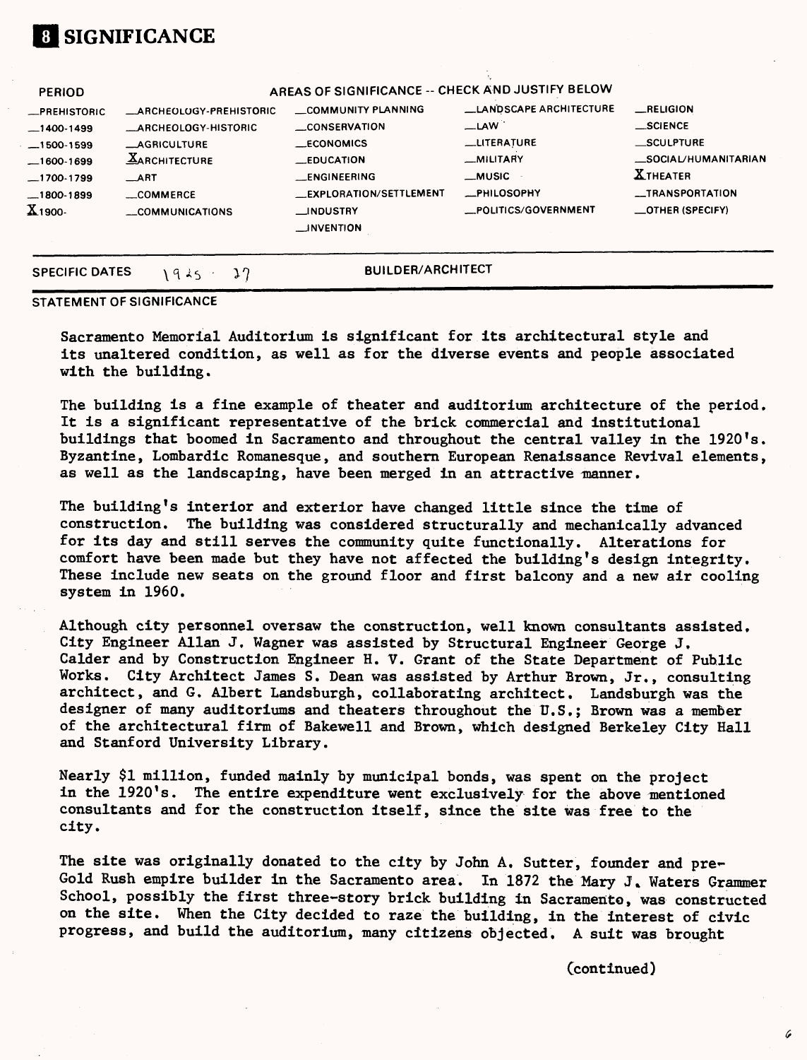# 8 SIGNIFICANCE

| PERIOD | AREAS OF SIGNIFICANCE -- CHECK AND JUSTIFY BELOW | | | |
|---|---|---|---|---|
| _PREHISTORIC | _ARCHEOLOGY-PREHISTORIC | _COMMUNITY PLANNING | _LANDSCAPE ARCHITECTURE | _RELIGION |
| _1400-1499 | _ARCHEOLOGY-HISTORIC | _CONSERVATION | _LAW | _SCIENCE |
| _1500-1599 | _AGRICULTURE | _ECONOMICS | _LITERATURE | _SCULPTURE |
| _1600-1699 | X ARCHITECTURE | _EDUCATION | _MILITARY | _SOCIAL/HUMANITARIAN |
| _1700-1799 | _ART | _ENGINEERING | _MUSIC | X THEATER |
| _1800-1899 | _COMMERCE | _EXPLORATION/SETTLEMENT | _PHILOSOPHY | _TRANSPORTATION |
| X 1900- | _COMMUNICATIONS | _INDUSTRY | _POLITICS/GOVERNMENT | _OTHER (SPECIFY) |
| | | _INVENTION | | |

SPECIFIC DATES 1925 - 27 BUILDER/ARCHITECT

STATEMENT OF SIGNIFICANCE

Sacramento Memorial Auditorium is significant for its architectural style and its unaltered condition, as well as for the diverse events and people associated with the building.

The building is a fine example of theater and auditorium architecture of the period. It is a significant representative of the brick commercial and institutional buildings that boomed in Sacramento and throughout the central valley in the 1920's. Byzantine, Lombardic Romanesque, and southern European Renaissance Revival elements, as well as the landscaping, have been merged in an attractive manner.

The building's interior and exterior have changed little since the time of construction. The building was considered structurally and mechanically advanced for its day and still serves the community quite functionally. Alterations for comfort have been made but they have not affected the building's design integrity. These include new seats on the ground floor and first balcony and a new air cooling system in 1960.

Although city personnel oversaw the construction, well known consultants assisted. City Engineer Allan J. Wagner was assisted by Structural Engineer George J. Calder and by Construction Engineer H. V. Grant of the State Department of Public Works. City Architect James S. Dean was assisted by Arthur Brown, Jr., consulting architect, and G. Albert Landsburgh, collaborating architect. Landsburgh was the designer of many auditoriums and theaters throughout the U.S.; Brown was a member of the architectural firm of Bakewell and Brown, which designed Berkeley City Hall and Stanford University Library.

Nearly $1 million, funded mainly by municipal bonds, was spent on the project in the 1920's. The entire expenditure went exclusively for the above mentioned consultants and for the construction itself, since the site was free to the city.

The site was originally donated to the city by John A. Sutter, founder and pre-Gold Rush empire builder in the Sacramento area. In 1872 the Mary J. Waters Grammer School, possibly the first three-story brick building in Sacramento, was constructed on the site. When the City decided to raze the building, in the interest of civic progress, and build the auditorium, many citizens objected. A suit was brought

(continued)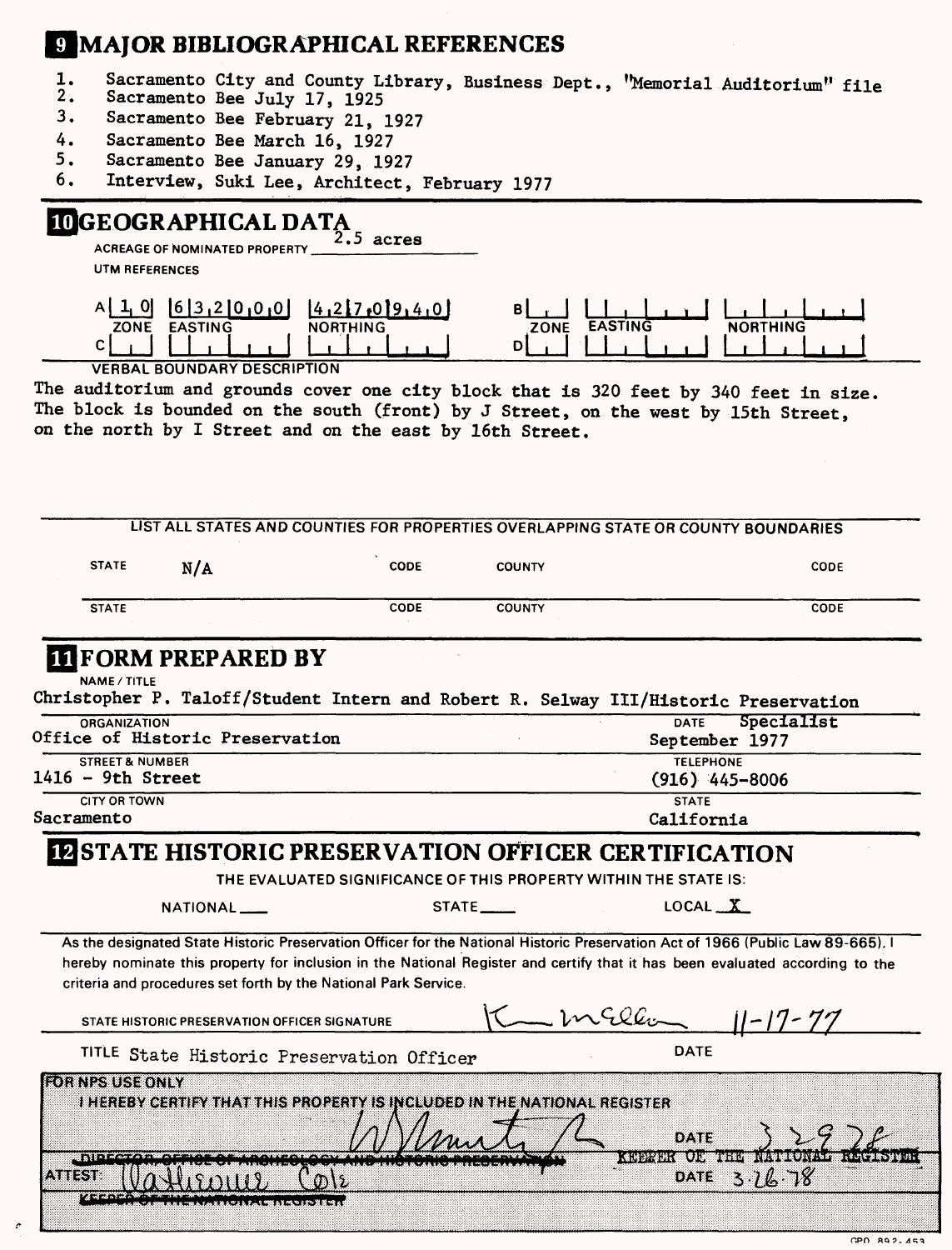## 9 MAJOR BIBLIOGRAPHICAL REFERENCES

1. Sacramento City and County Library, Business Dept., "Memorial Auditorium" file
2. Sacramento Bee July 17, 1925
3. Sacramento Bee February 21, 1927
4. Sacramento Bee March 16, 1927
5. Sacramento Bee January 29, 1927
6. Interview, Suki Lee, Architect, February 1977

## 10 GEOGRAPHICAL DATA

ACREAGE OF NOMINATED PROPERTY 2.5 acres

UTM REFERENCES

| | ZONE | EASTING | NORTHING | | ZONE | EASTING | NORTHING |
|---|---|---|---|---|---|---|---|
| A | 1 0 | 6 3 2 0 0 0 | 4 2 7 0 9 4 0 | B | | | |
| C | | | | D | | | |

VERBAL BOUNDARY DESCRIPTION

The auditorium and grounds cover one city block that is 320 feet by 340 feet in size. The block is bounded on the south (front) by J Street, on the west by 15th Street, on the north by I Street and on the east by 16th Street.

LIST ALL STATES AND COUNTIES FOR PROPERTIES OVERLAPPING STATE OR COUNTY BOUNDARIES

| STATE | CODE | COUNTY | CODE |
|---|---|---|---|
| N/A | | | |
| | | | |

## 11 FORM PREPARED BY

NAME / TITLE
Christopher P. Taloff/Student Intern and Robert R. Selway III/Historic Preservation Specialist

ORGANIZATION
Office of Historic Preservation

DATE
September 1977

STREET & NUMBER
1416 - 9th Street

TELEPHONE
(916) 445-8006

CITY OR TOWN
Sacramento

STATE
California

## 12 STATE HISTORIC PRESERVATION OFFICER CERTIFICATION

THE EVALUATED SIGNIFICANCE OF THIS PROPERTY WITHIN THE STATE IS:

NATIONAL ___ STATE ___ LOCAL X

As the designated State Historic Preservation Officer for the National Historic Preservation Act of 1966 (Public Law 89-665), I hereby nominate this property for inclusion in the National Register and certify that it has been evaluated according to the criteria and procedures set forth by the National Park Service.

STATE HISTORIC PRESERVATION OFFICER SIGNATURE K. Mellon 11-17-77

TITLE State Historic Preservation Officer DATE

FOR NPS USE ONLY

I HEREBY CERTIFY THAT THIS PROPERTY IS INCLUDED IN THE NATIONAL REGISTER

DATE 3 29 78

~~DIRECTOR, OFFICE OF ARCHEOLOGY AND HISTORIC PRESERVATION~~ KEEPER OF THE NATIONAL REGISTER

ATTEST: Catherine Cole DATE 3.26.78

~~KEEPER OF THE NATIONAL REGISTER~~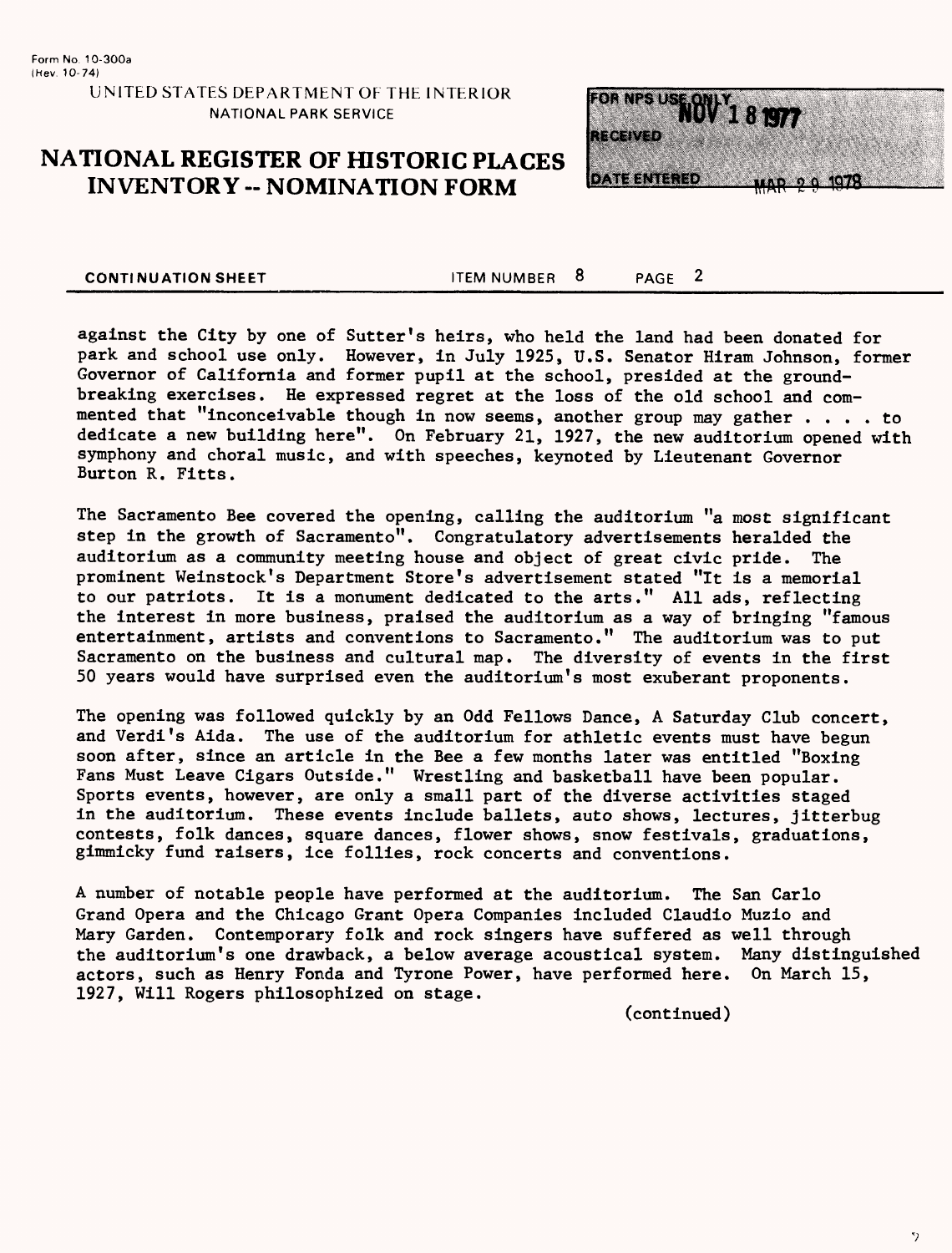Form No. 10-300a
(Hev. 10-74)

UNITED STATES DEPARTMENT OF THE INTERIOR
NATIONAL PARK SERVICE

# NATIONAL REGISTER OF HISTORIC PLACES INVENTORY -- NOMINATION FORM

FOR NPS USE ONLY
RECEIVED NOV 18 1977
DATE ENTERED MAR 29 1978

**CONTINUATION SHEET** ITEM NUMBER 8 PAGE 2

against the City by one of Sutter's heirs, who held the land had been donated for park and school use only. However, in July 1925, U.S. Senator Hiram Johnson, former Governor of California and former pupil at the school, presided at the groundbreaking exercises. He expressed regret at the loss of the old school and commented that "inconceivable though in now seems, another group may gather . . . . to dedicate a new building here". On February 21, 1927, the new auditorium opened with symphony and choral music, and with speeches, keynoted by Lieutenant Governor Burton R. Fitts.

The Sacramento Bee covered the opening, calling the auditorium "a most significant step in the growth of Sacramento". Congratulatory advertisements heralded the auditorium as a community meeting house and object of great civic pride. The prominent Weinstock's Department Store's advertisement stated "It is a memorial to our patriots. It is a monument dedicated to the arts." All ads, reflecting the interest in more business, praised the auditorium as a way of bringing "famous entertainment, artists and conventions to Sacramento." The auditorium was to put Sacramento on the business and cultural map. The diversity of events in the first 50 years would have surprised even the auditorium's most exuberant proponents.

The opening was followed quickly by an Odd Fellows Dance, A Saturday Club concert, and Verdi's Aida. The use of the auditorium for athletic events must have begun soon after, since an article in the Bee a few months later was entitled "Boxing Fans Must Leave Cigars Outside." Wrestling and basketball have been popular. Sports events, however, are only a small part of the diverse activities staged in the auditorium. These events include ballets, auto shows, lectures, jitterbug contests, folk dances, square dances, flower shows, snow festivals, graduations, gimmicky fund raisers, ice follies, rock concerts and conventions.

A number of notable people have performed at the auditorium. The San Carlo Grand Opera and the Chicago Grant Opera Companies included Claudio Muzio and Mary Garden. Contemporary folk and rock singers have suffered as well through the auditorium's one drawback, a below average acoustical system. Many distinguished actors, such as Henry Fonda and Tyrone Power, have performed here. On March 15, 1927, Will Rogers philosophized on stage.

(continued)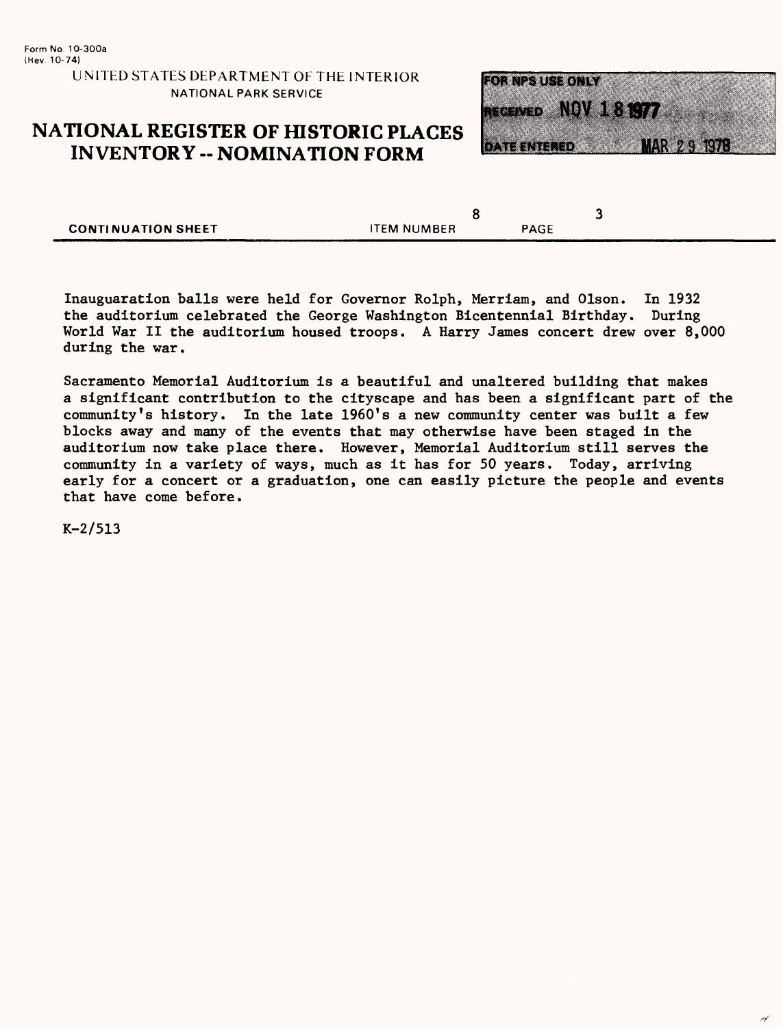Form No. 10-300a
(Rev. 10-74)

UNITED STATES DEPARTMENT OF THE INTERIOR
NATIONAL PARK SERVICE

# NATIONAL REGISTER OF HISTORIC PLACES INVENTORY -- NOMINATION FORM

FOR NPS USE ONLY
RECEIVED NOV 18 1977
DATE ENTERED MAR 29 1978

CONTINUATION SHEET ITEM NUMBER 8 PAGE 3

Inauguaration balls were held for Governor Rolph, Merriam, and Olson. In 1932 the auditorium celebrated the George Washington Bicentennial Birthday. During World War II the auditorium housed troops. A Harry James concert drew over 8,000 during the war.

Sacramento Memorial Auditorium is a beautiful and unaltered building that makes a significant contribution to the cityscape and has been a significant part of the community's history. In the late 1960's a new community center was built a few blocks away and many of the events that may otherwise have been staged in the auditorium now take place there. However, Memorial Auditorium still serves the community in a variety of ways, much as it has for 50 years. Today, arriving early for a concert or a graduation, one can easily picture the people and events that have come before.

K-2/513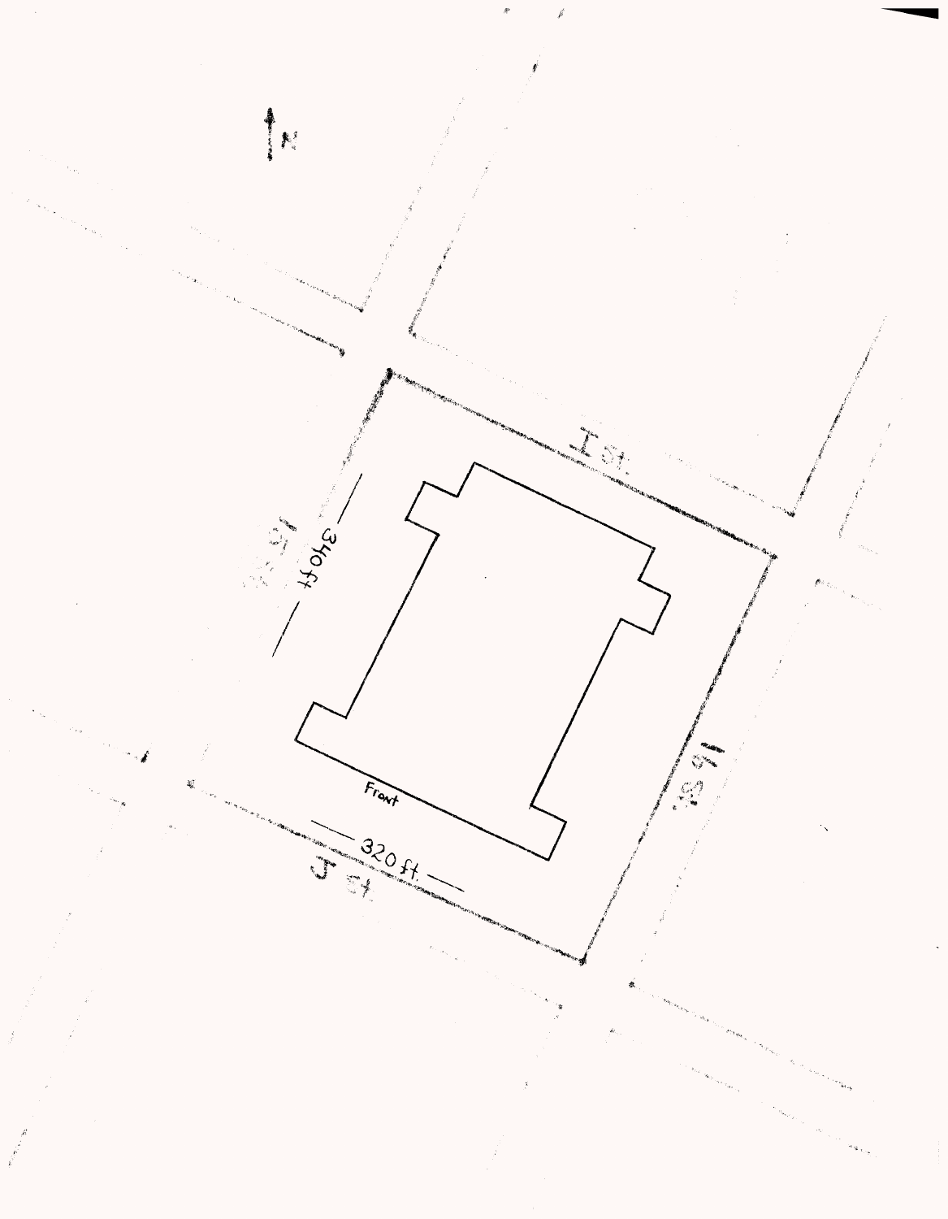N

I st.

15 St.

340 ft

Front

320 ft.

J st.

16 St.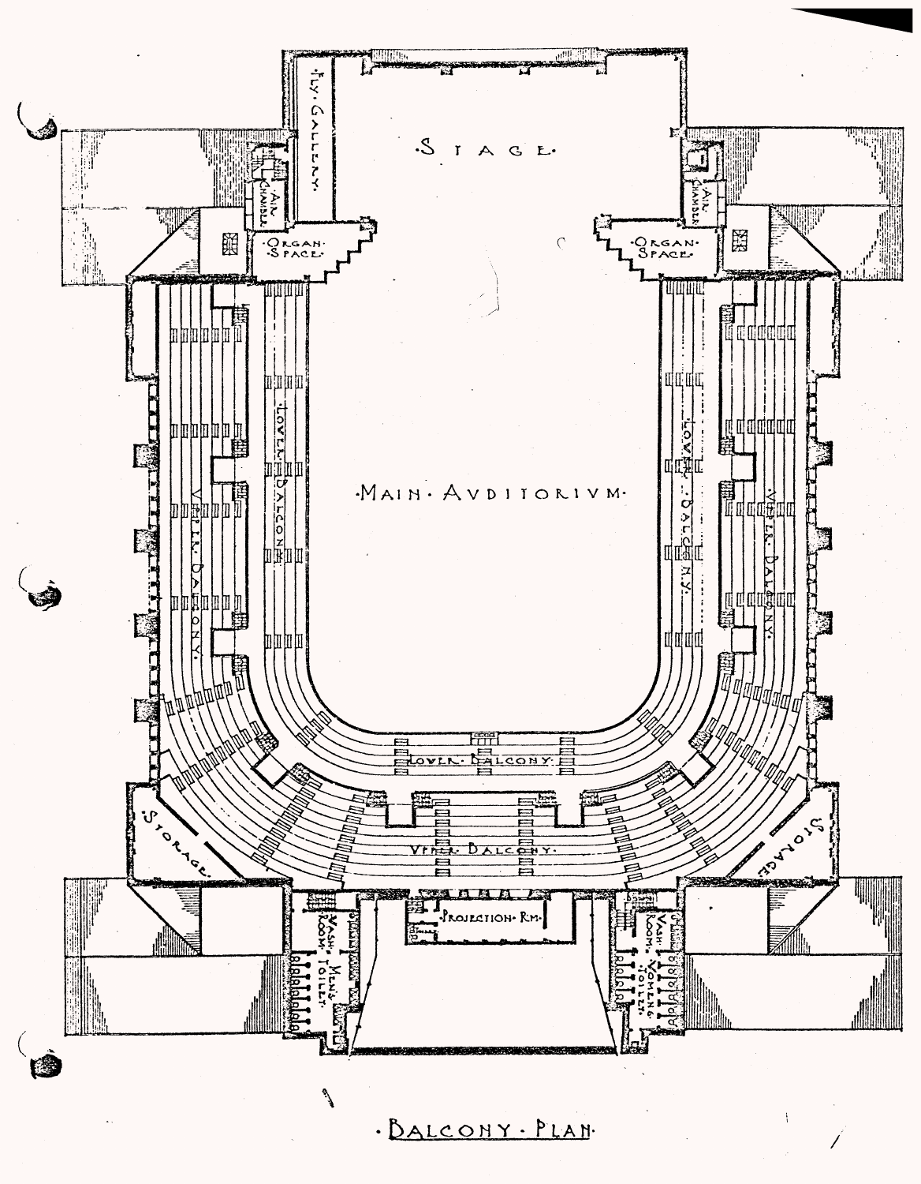·STAGE·

·FLY·GALLERY·

·AIR·CHAMBER·

·AIR·CHAMBER·

·ORGAN·SPACE·

·ORGAN·SPACE·

·MAIN·AUDITORIUM·

·LOWER·BALCONY·

·LOWER·BALCONY·

·LOWER·BALCONY·

·UPPER·BALCONY·

·UPPER·BALCONY·

·UPPER·BALCONY·

·STORAGE·

·STORAGE·

·PROJECTION·RM·

·WASH·ROOM· ·MEN'S·TOILET·

·WASH·ROOM· ·WOMEN'S·TOILET·

·BALCONY·PLAN·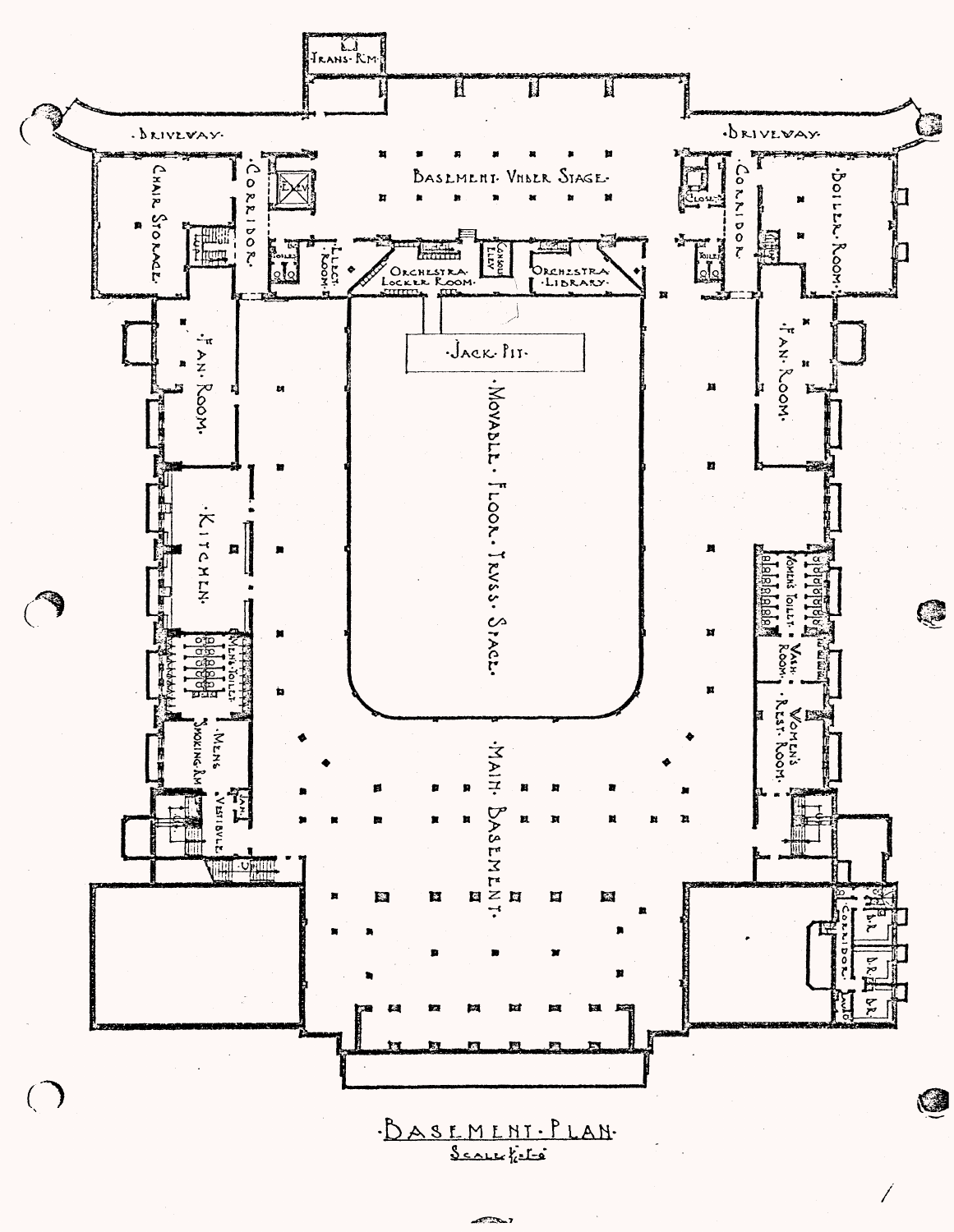# BASEMENT PLAN

Scale $\frac{1}{16}$" = 1'-0"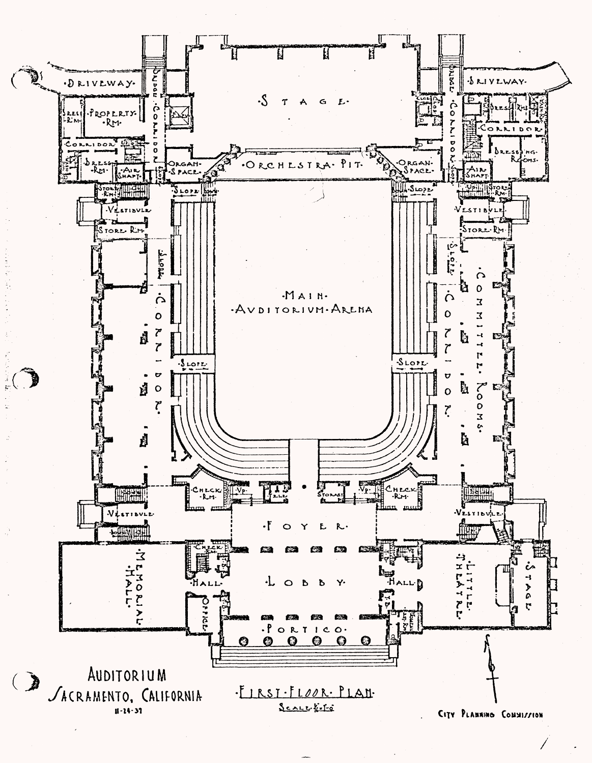# AUDITORIUM
## SACRAMENTO, CALIFORNIA

11-24-37

**FIRST FLOOR PLAN**

SCALE 1/16" = 1'-0"

CITY PLANNING COMMISSION

DRIVEWAY

DRIVEWAY

STAGE

PROPERTY RM.

DRESS RM.

CORRIDOR

DRESS RM.

AIR SHAFT

BRIDGE CORRIDOR

ORGAN SPACE

ORCHESTRA PIT

ORGAN SPACE

BRIDGE CORRIDOR

DRESS RMS.

CORRIDOR

DRESSING ROOMS

AIR SHAFT

STORE RM.

VESTIBULE

STORE RM.

SLOPE

MAIN AUDITORIUM ARENA

CORRIDOR

COMMITTEE ROOMS

CHECK RM.

STORAGE

CHECK RM.

VESTIBULE

FOYER

LOBBY

HALL

OFFICE

MEMORIAL HALL

LITTLE THEATRE

STAGE

PORTICO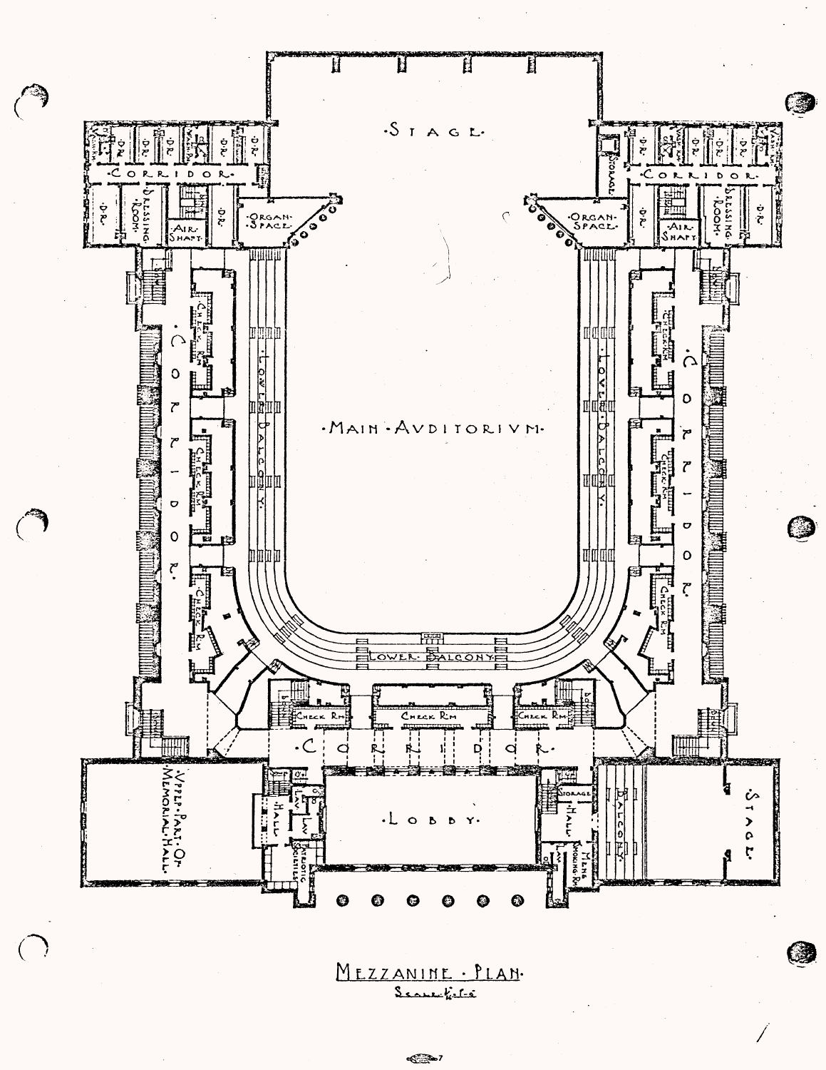MEZZANINE · PLAN·

Scale 1/16" = 1'-0"

·STAGE·

·CORRIDOR·

·D·R·

·DRESSING· ·ROOM·

·AIR· SHAFT·

·ORGAN· ·SPACE·

·STORAGE·

·CHECK RM·

·CORRIDOR·

·LOWER·BALCONY·

·MAIN·AVDITORIVM·

·LOWER·BALCONY·

·CHECK RM·

·CORRIDOR·

·VPPER·PART·OF· ·MEMORIAL·HALL·

·HALL·

·LAV·

·PATRIOTIC SOCIETIES·

·LOBBY·

·STORAGE·

·MENS SMOKING RM·

·BALCONY·

·STAGE·